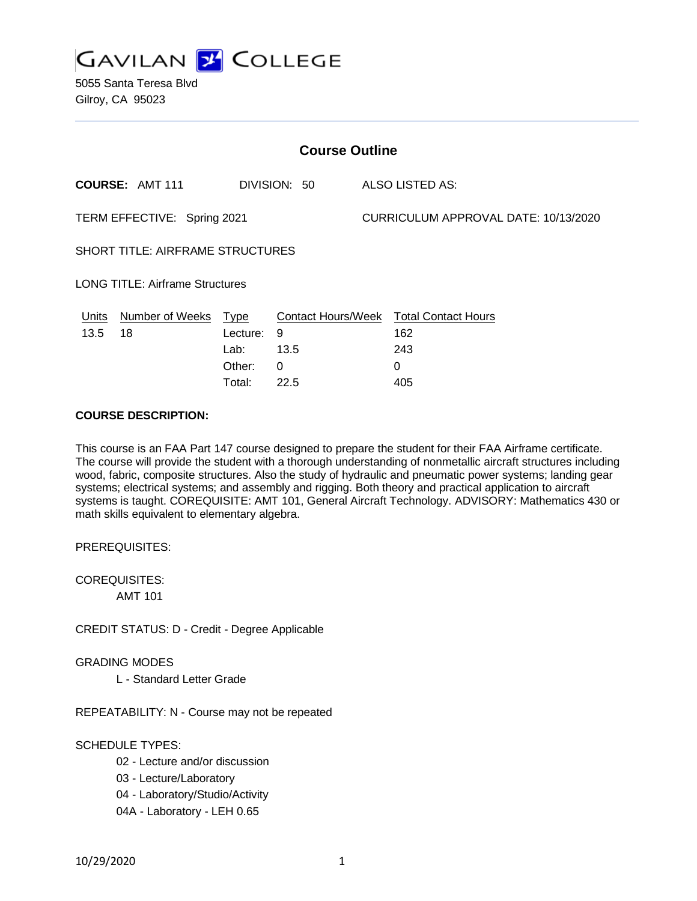# GAVILAN COLLEGE

5055 Santa Teresa Blvd
Gilroy, CA 95023

## Course Outline

**COURSE:** AMT 111 DIVISION: 50 ALSO LISTED AS:

TERM EFFECTIVE: Spring 2021 CURRICULUM APPROVAL DATE: 10/13/2020

SHORT TITLE: AIRFRAME STRUCTURES

LONG TITLE: Airframe Structures

| Units | Number of Weeks | Type | Contact Hours/Week | Total Contact Hours |
|---|---|---|---|---|
| 13.5 | 18 | Lecture: | 9 | 162 |
| | | Lab: | 13.5 | 243 |
| | | Other: | 0 | 0 |
| | | Total: | 22.5 | 405 |

**COURSE DESCRIPTION:**

This course is an FAA Part 147 course designed to prepare the student for their FAA Airframe certificate. The course will provide the student with a thorough understanding of nonmetallic aircraft structures including wood, fabric, composite structures. Also the study of hydraulic and pneumatic power systems; landing gear systems; electrical systems; and assembly and rigging. Both theory and practical application to aircraft systems is taught. COREQUISITE: AMT 101, General Aircraft Technology. ADVISORY: Mathematics 430 or math skills equivalent to elementary algebra.

PREREQUISITES:

COREQUISITES:
- AMT 101

CREDIT STATUS: D - Credit - Degree Applicable

GRADING MODES
- L - Standard Letter Grade

REPEATABILITY: N - Course may not be repeated

SCHEDULE TYPES:
- 02 - Lecture and/or discussion
- 03 - Lecture/Laboratory
- 04 - Laboratory/Studio/Activity
- 04A - Laboratory - LEH 0.65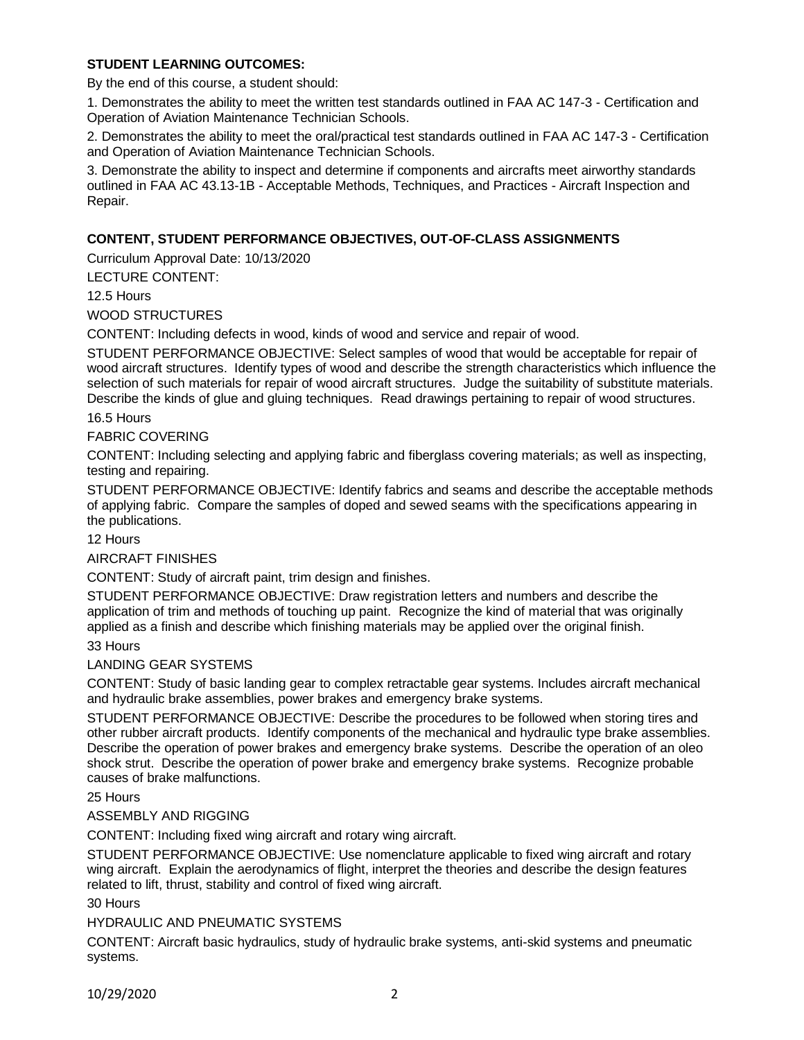**STUDENT LEARNING OUTCOMES:**

By the end of this course, a student should:

1. Demonstrates the ability to meet the written test standards outlined in FAA AC 147-3 - Certification and Operation of Aviation Maintenance Technician Schools.

2. Demonstrates the ability to meet the oral/practical test standards outlined in FAA AC 147-3 - Certification and Operation of Aviation Maintenance Technician Schools.

3. Demonstrate the ability to inspect and determine if components and aircrafts meet airworthy standards outlined in FAA AC 43.13-1B - Acceptable Methods, Techniques, and Practices - Aircraft Inspection and Repair.

**CONTENT, STUDENT PERFORMANCE OBJECTIVES, OUT-OF-CLASS ASSIGNMENTS**

Curriculum Approval Date: 10/13/2020

LECTURE CONTENT:

12.5 Hours

WOOD STRUCTURES

CONTENT: Including defects in wood, kinds of wood and service and repair of wood.

STUDENT PERFORMANCE OBJECTIVE: Select samples of wood that would be acceptable for repair of wood aircraft structures. Identify types of wood and describe the strength characteristics which influence the selection of such materials for repair of wood aircraft structures. Judge the suitability of substitute materials. Describe the kinds of glue and gluing techniques. Read drawings pertaining to repair of wood structures.

16.5 Hours

FABRIC COVERING

CONTENT: Including selecting and applying fabric and fiberglass covering materials; as well as inspecting, testing and repairing.

STUDENT PERFORMANCE OBJECTIVE: Identify fabrics and seams and describe the acceptable methods of applying fabric. Compare the samples of doped and sewed seams with the specifications appearing in the publications.

12 Hours

AIRCRAFT FINISHES

CONTENT: Study of aircraft paint, trim design and finishes.

STUDENT PERFORMANCE OBJECTIVE: Draw registration letters and numbers and describe the application of trim and methods of touching up paint. Recognize the kind of material that was originally applied as a finish and describe which finishing materials may be applied over the original finish.

33 Hours

LANDING GEAR SYSTEMS

CONTENT: Study of basic landing gear to complex retractable gear systems. Includes aircraft mechanical and hydraulic brake assemblies, power brakes and emergency brake systems.

STUDENT PERFORMANCE OBJECTIVE: Describe the procedures to be followed when storing tires and other rubber aircraft products. Identify components of the mechanical and hydraulic type brake assemblies. Describe the operation of power brakes and emergency brake systems. Describe the operation of an oleo shock strut. Describe the operation of power brake and emergency brake systems. Recognize probable causes of brake malfunctions.

25 Hours

ASSEMBLY AND RIGGING

CONTENT: Including fixed wing aircraft and rotary wing aircraft.

STUDENT PERFORMANCE OBJECTIVE: Use nomenclature applicable to fixed wing aircraft and rotary wing aircraft. Explain the aerodynamics of flight, interpret the theories and describe the design features related to lift, thrust, stability and control of fixed wing aircraft.

30 Hours

HYDRAULIC AND PNEUMATIC SYSTEMS

CONTENT: Aircraft basic hydraulics, study of hydraulic brake systems, anti-skid systems and pneumatic systems.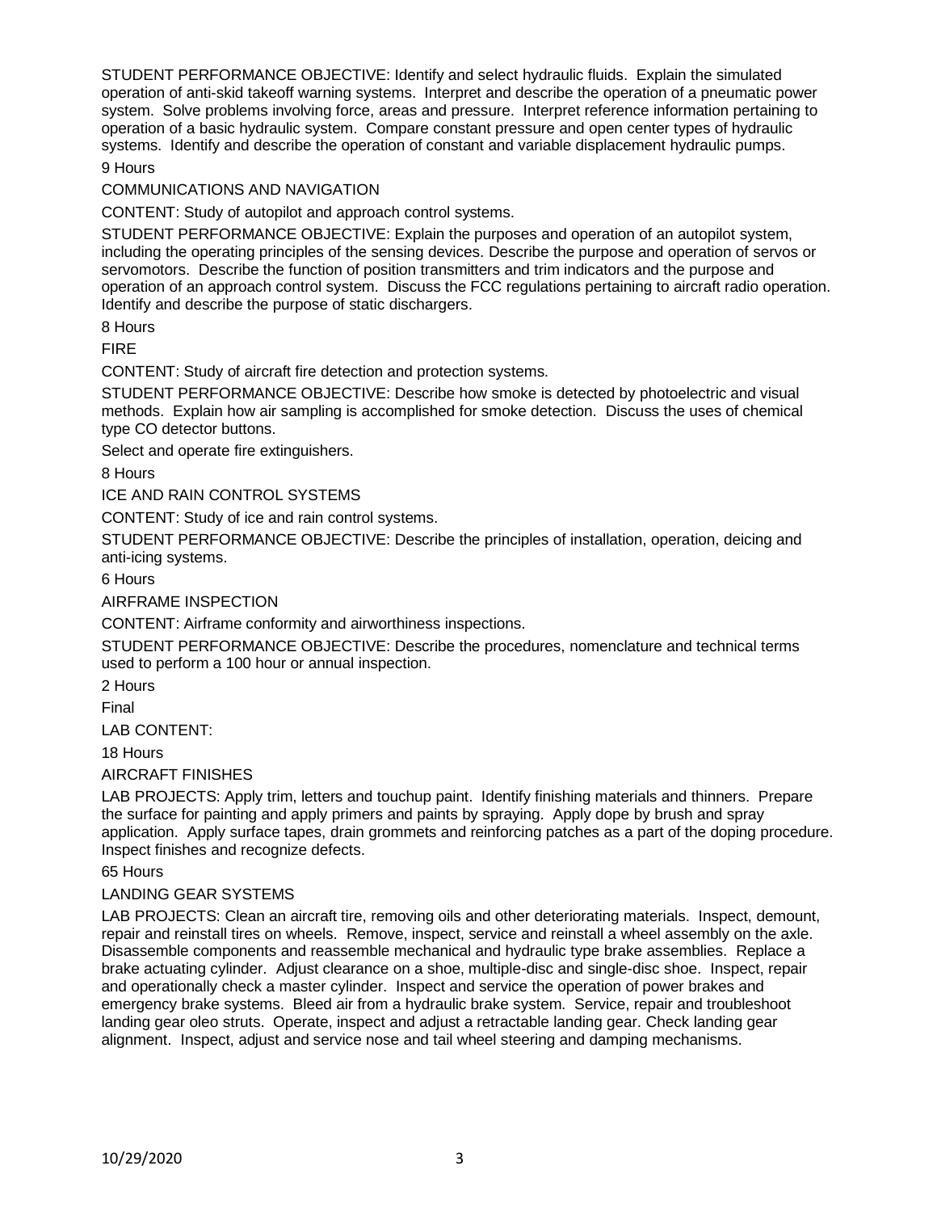STUDENT PERFORMANCE OBJECTIVE: Identify and select hydraulic fluids. Explain the simulated operation of anti-skid takeoff warning systems. Interpret and describe the operation of a pneumatic power system. Solve problems involving force, areas and pressure. Interpret reference information pertaining to operation of a basic hydraulic system. Compare constant pressure and open center types of hydraulic systems. Identify and describe the operation of constant and variable displacement hydraulic pumps.

9 Hours

COMMUNICATIONS AND NAVIGATION

CONTENT: Study of autopilot and approach control systems.

STUDENT PERFORMANCE OBJECTIVE: Explain the purposes and operation of an autopilot system, including the operating principles of the sensing devices. Describe the purpose and operation of servos or servomotors. Describe the function of position transmitters and trim indicators and the purpose and operation of an approach control system. Discuss the FCC regulations pertaining to aircraft radio operation. Identify and describe the purpose of static dischargers.

8 Hours

FIRE

CONTENT: Study of aircraft fire detection and protection systems.

STUDENT PERFORMANCE OBJECTIVE: Describe how smoke is detected by photoelectric and visual methods. Explain how air sampling is accomplished for smoke detection. Discuss the uses of chemical type CO detector buttons.

Select and operate fire extinguishers.

8 Hours

ICE AND RAIN CONTROL SYSTEMS

CONTENT: Study of ice and rain control systems.

STUDENT PERFORMANCE OBJECTIVE: Describe the principles of installation, operation, deicing and anti-icing systems.

6 Hours

AIRFRAME INSPECTION

CONTENT: Airframe conformity and airworthiness inspections.

STUDENT PERFORMANCE OBJECTIVE: Describe the procedures, nomenclature and technical terms used to perform a 100 hour or annual inspection.

2 Hours

Final

LAB CONTENT:

18 Hours

AIRCRAFT FINISHES

LAB PROJECTS: Apply trim, letters and touchup paint. Identify finishing materials and thinners. Prepare the surface for painting and apply primers and paints by spraying. Apply dope by brush and spray application. Apply surface tapes, drain grommets and reinforcing patches as a part of the doping procedure. Inspect finishes and recognize defects.

65 Hours

LANDING GEAR SYSTEMS

LAB PROJECTS: Clean an aircraft tire, removing oils and other deteriorating materials. Inspect, demount, repair and reinstall tires on wheels. Remove, inspect, service and reinstall a wheel assembly on the axle. Disassemble components and reassemble mechanical and hydraulic type brake assemblies. Replace a brake actuating cylinder. Adjust clearance on a shoe, multiple-disc and single-disc shoe. Inspect, repair and operationally check a master cylinder. Inspect and service the operation of power brakes and emergency brake systems. Bleed air from a hydraulic brake system. Service, repair and troubleshoot landing gear oleo struts. Operate, inspect and adjust a retractable landing gear. Check landing gear alignment. Inspect, adjust and service nose and tail wheel steering and damping mechanisms.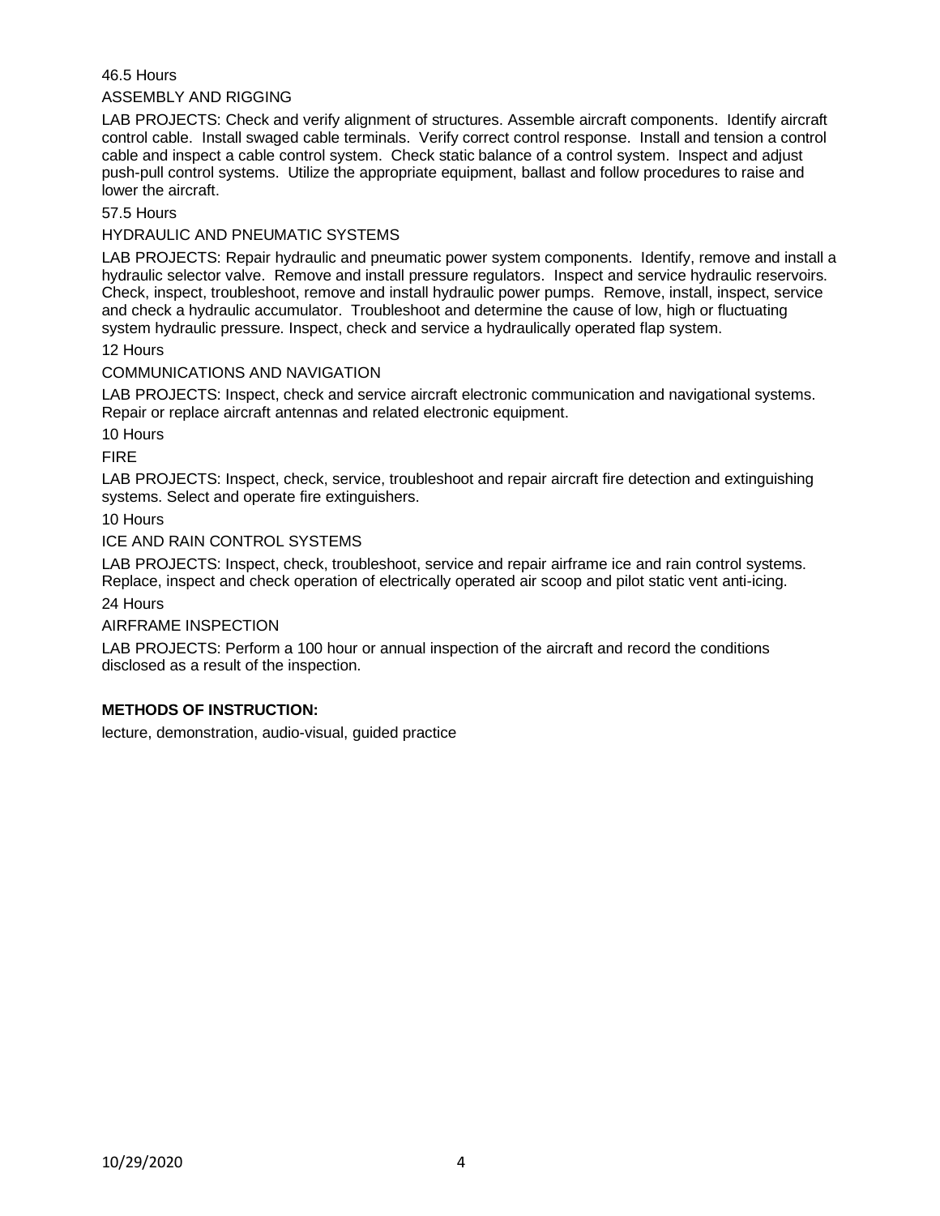46.5 Hours

ASSEMBLY AND RIGGING

LAB PROJECTS: Check and verify alignment of structures. Assemble aircraft components. Identify aircraft control cable. Install swaged cable terminals. Verify correct control response. Install and tension a control cable and inspect a cable control system. Check static balance of a control system. Inspect and adjust push-pull control systems. Utilize the appropriate equipment, ballast and follow procedures to raise and lower the aircraft.

57.5 Hours

HYDRAULIC AND PNEUMATIC SYSTEMS

LAB PROJECTS: Repair hydraulic and pneumatic power system components. Identify, remove and install a hydraulic selector valve. Remove and install pressure regulators. Inspect and service hydraulic reservoirs. Check, inspect, troubleshoot, remove and install hydraulic power pumps. Remove, install, inspect, service and check a hydraulic accumulator. Troubleshoot and determine the cause of low, high or fluctuating system hydraulic pressure. Inspect, check and service a hydraulically operated flap system.

12 Hours

COMMUNICATIONS AND NAVIGATION

LAB PROJECTS: Inspect, check and service aircraft electronic communication and navigational systems. Repair or replace aircraft antennas and related electronic equipment.

10 Hours

FIRE

LAB PROJECTS: Inspect, check, service, troubleshoot and repair aircraft fire detection and extinguishing systems. Select and operate fire extinguishers.

10 Hours

ICE AND RAIN CONTROL SYSTEMS

LAB PROJECTS: Inspect, check, troubleshoot, service and repair airframe ice and rain control systems. Replace, inspect and check operation of electrically operated air scoop and pilot static vent anti-icing.

24 Hours

AIRFRAME INSPECTION

LAB PROJECTS: Perform a 100 hour or annual inspection of the aircraft and record the conditions disclosed as a result of the inspection.

**METHODS OF INSTRUCTION:**

lecture, demonstration, audio-visual, guided practice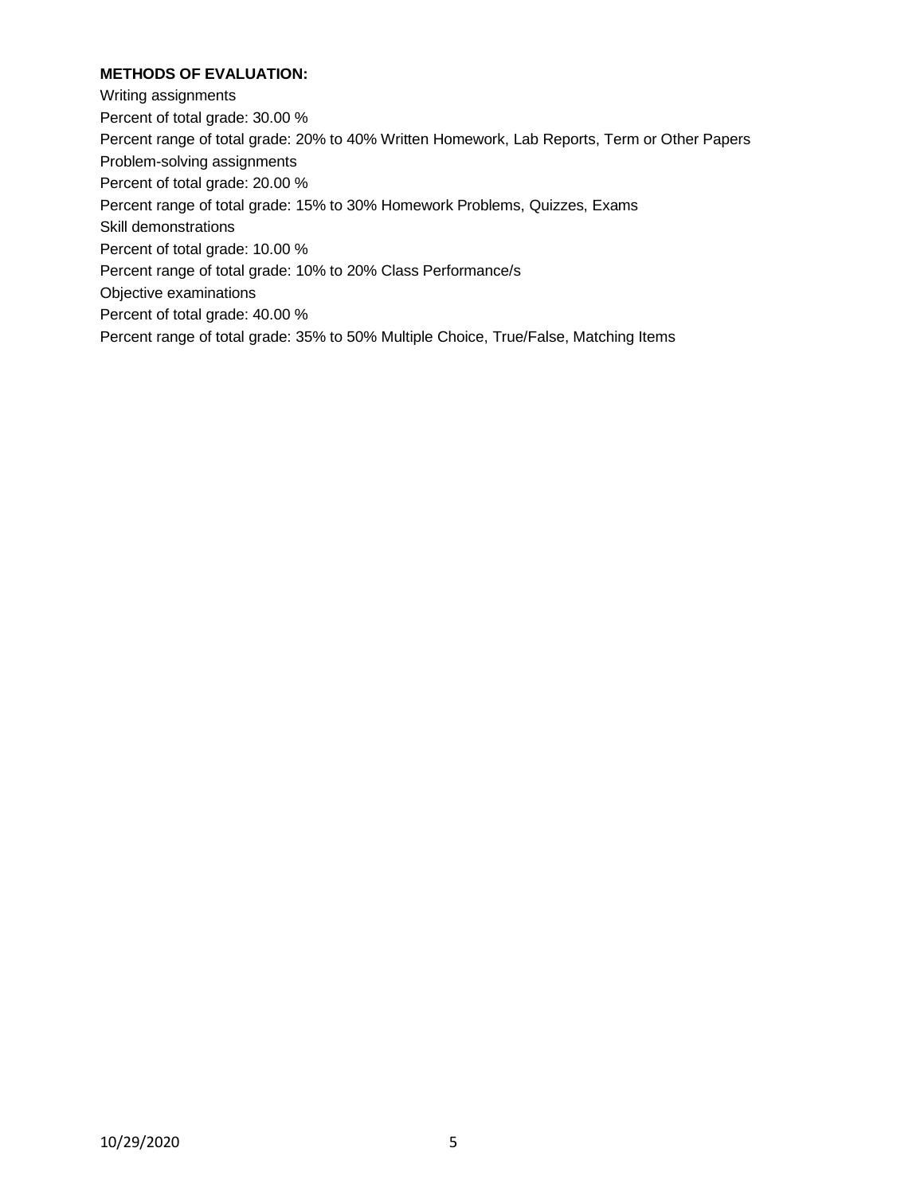**METHODS OF EVALUATION:**

Writing assignments

Percent of total grade: 30.00 %

Percent range of total grade: 20% to 40% Written Homework, Lab Reports, Term or Other Papers

Problem-solving assignments

Percent of total grade: 20.00 %

Percent range of total grade: 15% to 30% Homework Problems, Quizzes, Exams

Skill demonstrations

Percent of total grade: 10.00 %

Percent range of total grade: 10% to 20% Class Performance/s

Objective examinations

Percent of total grade: 40.00 %

Percent range of total grade: 35% to 50% Multiple Choice, True/False, Matching Items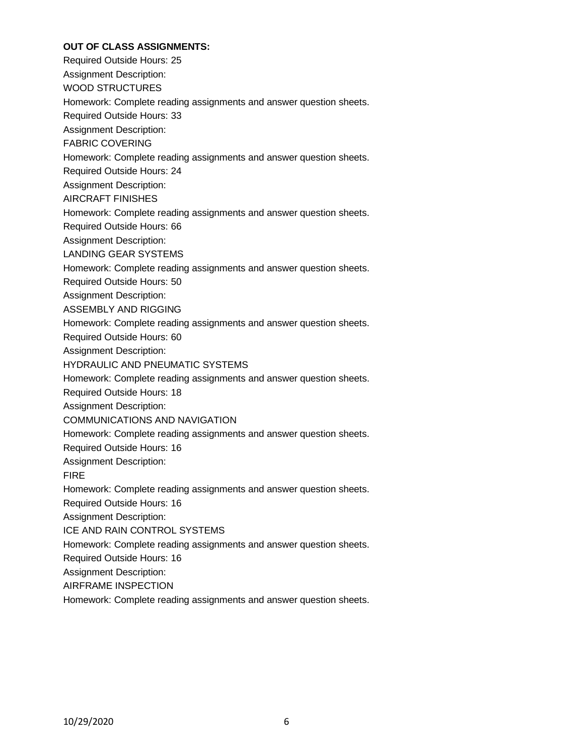**OUT OF CLASS ASSIGNMENTS:**

Required Outside Hours: 25

Assignment Description:

WOOD STRUCTURES

Homework: Complete reading assignments and answer question sheets.

Required Outside Hours: 33

Assignment Description:

FABRIC COVERING

Homework: Complete reading assignments and answer question sheets.

Required Outside Hours: 24

Assignment Description:

AIRCRAFT FINISHES

Homework: Complete reading assignments and answer question sheets.

Required Outside Hours: 66

Assignment Description:

LANDING GEAR SYSTEMS

Homework: Complete reading assignments and answer question sheets.

Required Outside Hours: 50

Assignment Description:

ASSEMBLY AND RIGGING

Homework: Complete reading assignments and answer question sheets.

Required Outside Hours: 60

Assignment Description:

HYDRAULIC AND PNEUMATIC SYSTEMS

Homework: Complete reading assignments and answer question sheets.

Required Outside Hours: 18

Assignment Description:

COMMUNICATIONS AND NAVIGATION

Homework: Complete reading assignments and answer question sheets.

Required Outside Hours: 16

Assignment Description:

FIRE

Homework: Complete reading assignments and answer question sheets.

Required Outside Hours: 16

Assignment Description:

ICE AND RAIN CONTROL SYSTEMS

Homework: Complete reading assignments and answer question sheets.

Required Outside Hours: 16

Assignment Description:

AIRFRAME INSPECTION

Homework: Complete reading assignments and answer question sheets.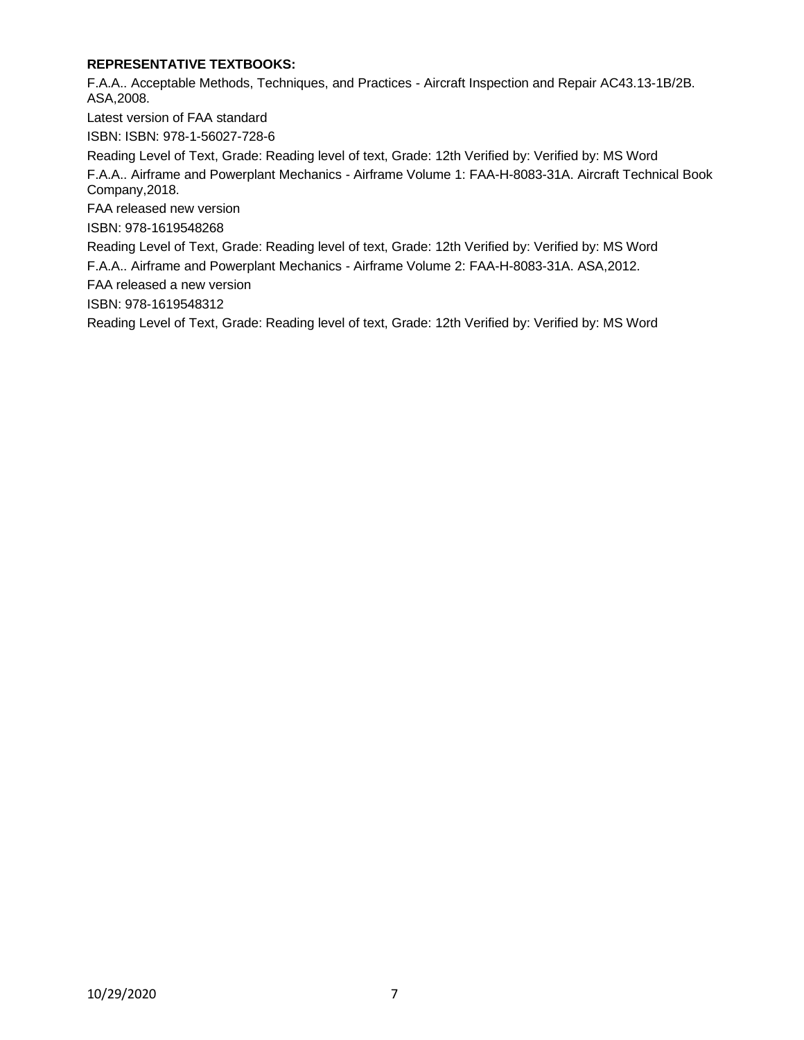**REPRESENTATIVE TEXTBOOKS:**

F.A.A.. Acceptable Methods, Techniques, and Practices - Aircraft Inspection and Repair AC43.13-1B/2B. ASA,2008.

Latest version of FAA standard

ISBN: ISBN: 978-1-56027-728-6

Reading Level of Text, Grade: Reading level of text, Grade: 12th Verified by: Verified by: MS Word

F.A.A.. Airframe and Powerplant Mechanics - Airframe Volume 1: FAA-H-8083-31A. Aircraft Technical Book Company,2018.

FAA released new version

ISBN: 978-1619548268

Reading Level of Text, Grade: Reading level of text, Grade: 12th Verified by: Verified by: MS Word

F.A.A.. Airframe and Powerplant Mechanics - Airframe Volume 2: FAA-H-8083-31A. ASA,2012.

FAA released a new version

ISBN: 978-1619548312

Reading Level of Text, Grade: Reading level of text, Grade: 12th Verified by: Verified by: MS Word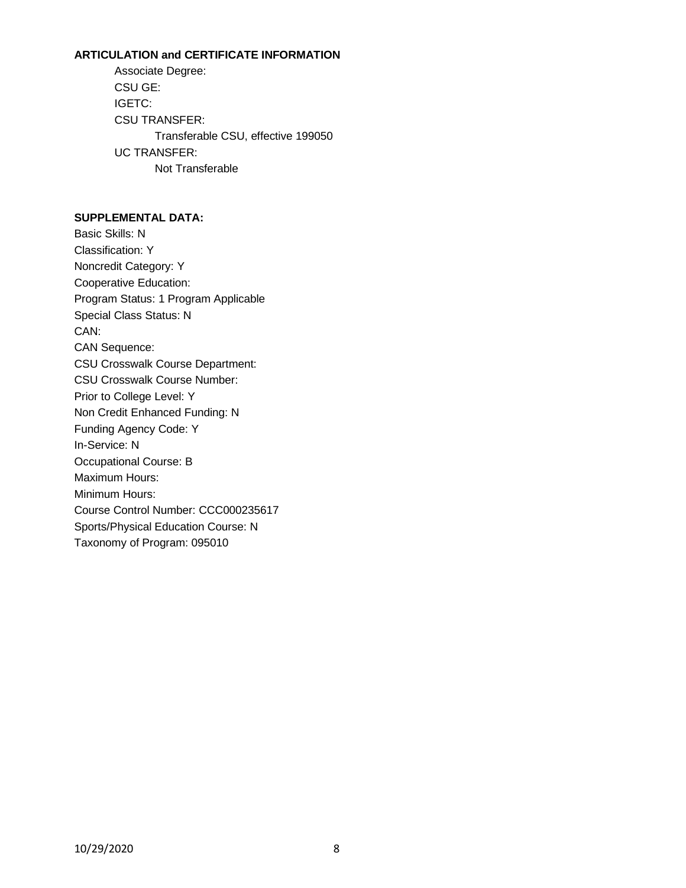**ARTICULATION and CERTIFICATE INFORMATION**

Associate Degree:

CSU GE:

IGETC:

CSU TRANSFER:

Transferable CSU, effective 199050

UC TRANSFER:

Not Transferable

**SUPPLEMENTAL DATA:**

Basic Skills: N

Classification: Y

Noncredit Category: Y

Cooperative Education:

Program Status: 1 Program Applicable

Special Class Status: N

CAN:

CAN Sequence:

CSU Crosswalk Course Department:

CSU Crosswalk Course Number:

Prior to College Level: Y

Non Credit Enhanced Funding: N

Funding Agency Code: Y

In-Service: N

Occupational Course: B

Maximum Hours:

Minimum Hours:

Course Control Number: CCC000235617

Sports/Physical Education Course: N

Taxonomy of Program: 095010